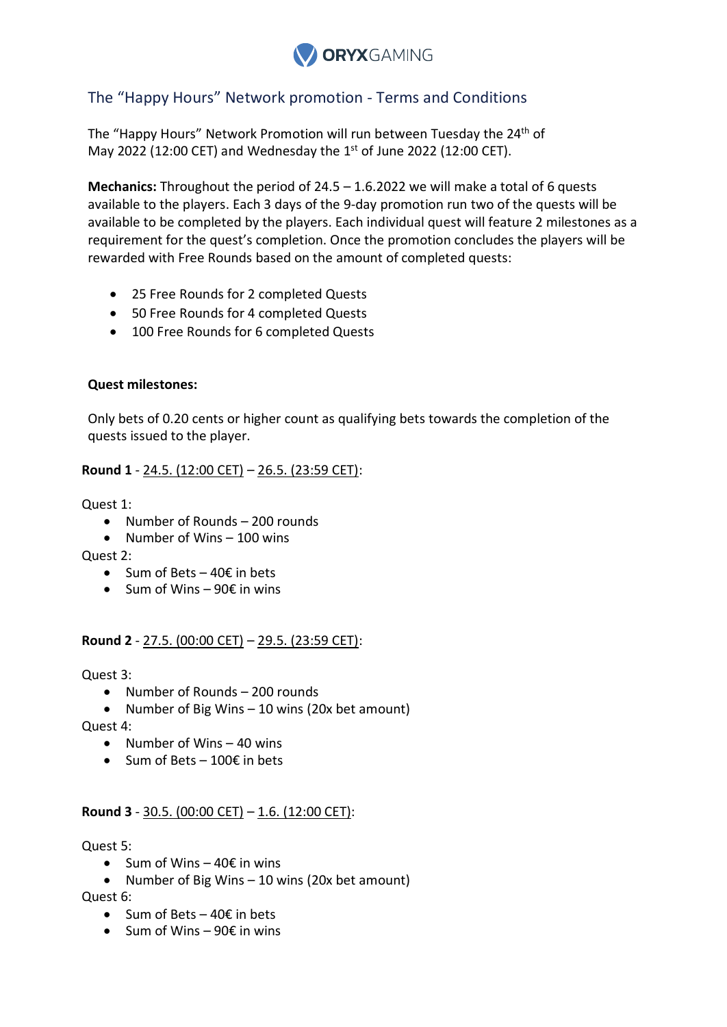ORYXGAMING

## The "Happy Hours" Network promotion - Terms and Conditions

The "Happy Hours" Network Promotion will run between Tuesday the 24th of May 2022 (12:00 CET) and Wednesday the 1st of June 2022 (12:00 CET).

**Mechanics:** Throughout the period of 24.5 – 1.6.2022 we will make a total of 6 quests available to the players. Each 3 days of the 9-day promotion run two of the quests will be available to be completed by the players. Each individual quest will feature 2 milestones as a requirement for the quest's completion. Once the promotion concludes the players will be rewarded with Free Rounds based on the amount of completed quests:

- 25 Free Rounds for 2 completed Quests
- 50 Free Rounds for 4 completed Quests
- 100 Free Rounds for 6 completed Quests

**Quest milestones:**

Only bets of 0.20 cents or higher count as qualifying bets towards the completion of the quests issued to the player.

**Round 1** - 24.5. (12:00 CET) – 26.5. (23:59 CET):

Quest 1:

- Number of Rounds – 200 rounds
- Number of Wins – 100 wins

Quest 2:

- Sum of Bets – 40€ in bets
- Sum of Wins – 90€ in wins

**Round 2** - 27.5. (00:00 CET) – 29.5. (23:59 CET):

Quest 3:

- Number of Rounds – 200 rounds
- Number of Big Wins – 10 wins (20x bet amount)

Quest 4:

- Number of Wins – 40 wins
- Sum of Bets – 100€ in bets

**Round 3** - 30.5. (00:00 CET) – 1.6. (12:00 CET):

Quest 5:

- Sum of Wins – 40€ in wins
- Number of Big Wins – 10 wins (20x bet amount)

Quest 6:

- Sum of Bets – 40€ in bets
- Sum of Wins – 90€ in wins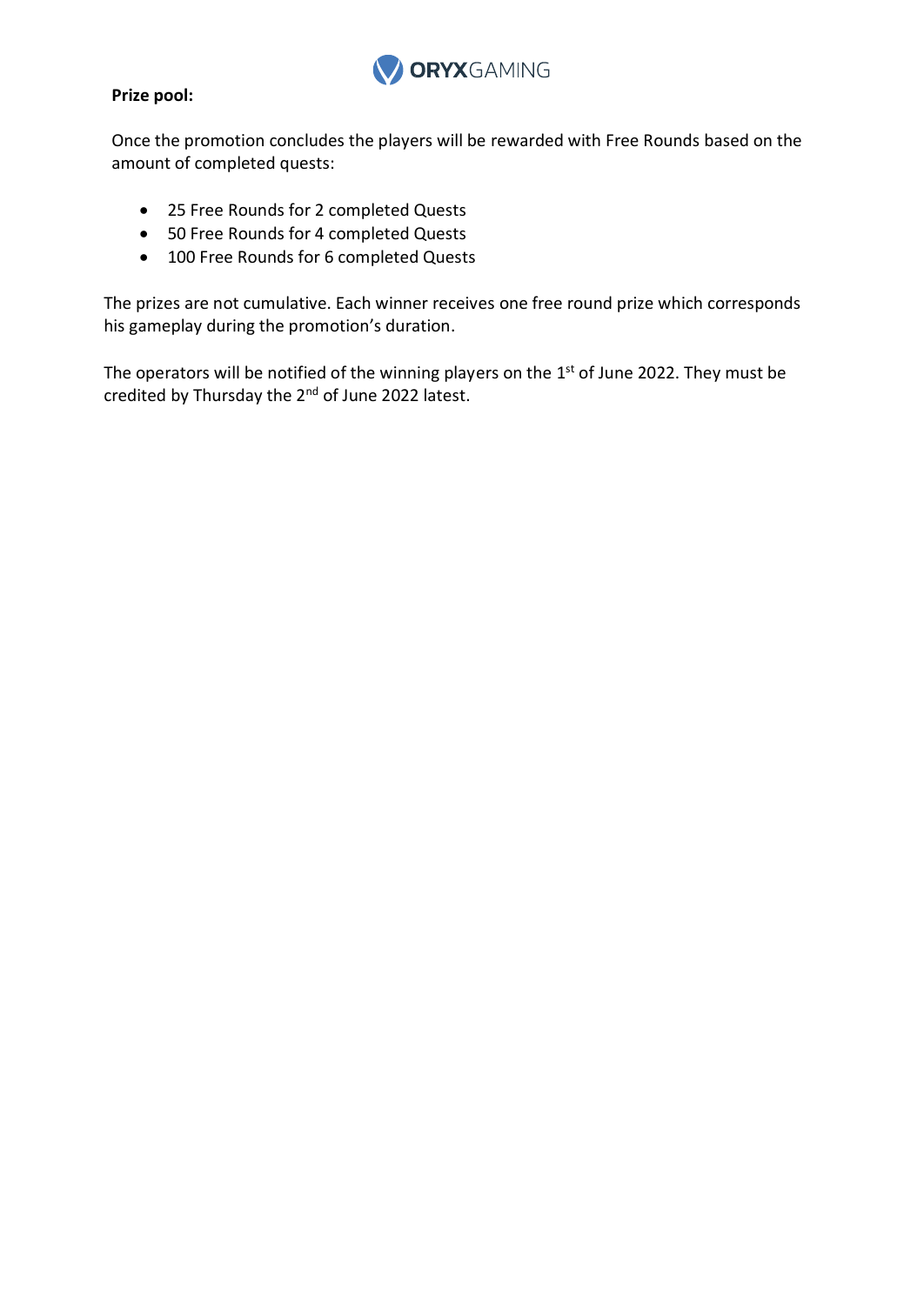**Prize pool:**

Once the promotion concludes the players will be rewarded with Free Rounds based on the amount of completed quests:

- 25 Free Rounds for 2 completed Quests
- 50 Free Rounds for 4 completed Quests
- 100 Free Rounds for 6 completed Quests

The prizes are not cumulative. Each winner receives one free round prize which corresponds his gameplay during the promotion's duration.

The operators will be notified of the winning players on the 1st of June 2022. They must be credited by Thursday the 2nd of June 2022 latest.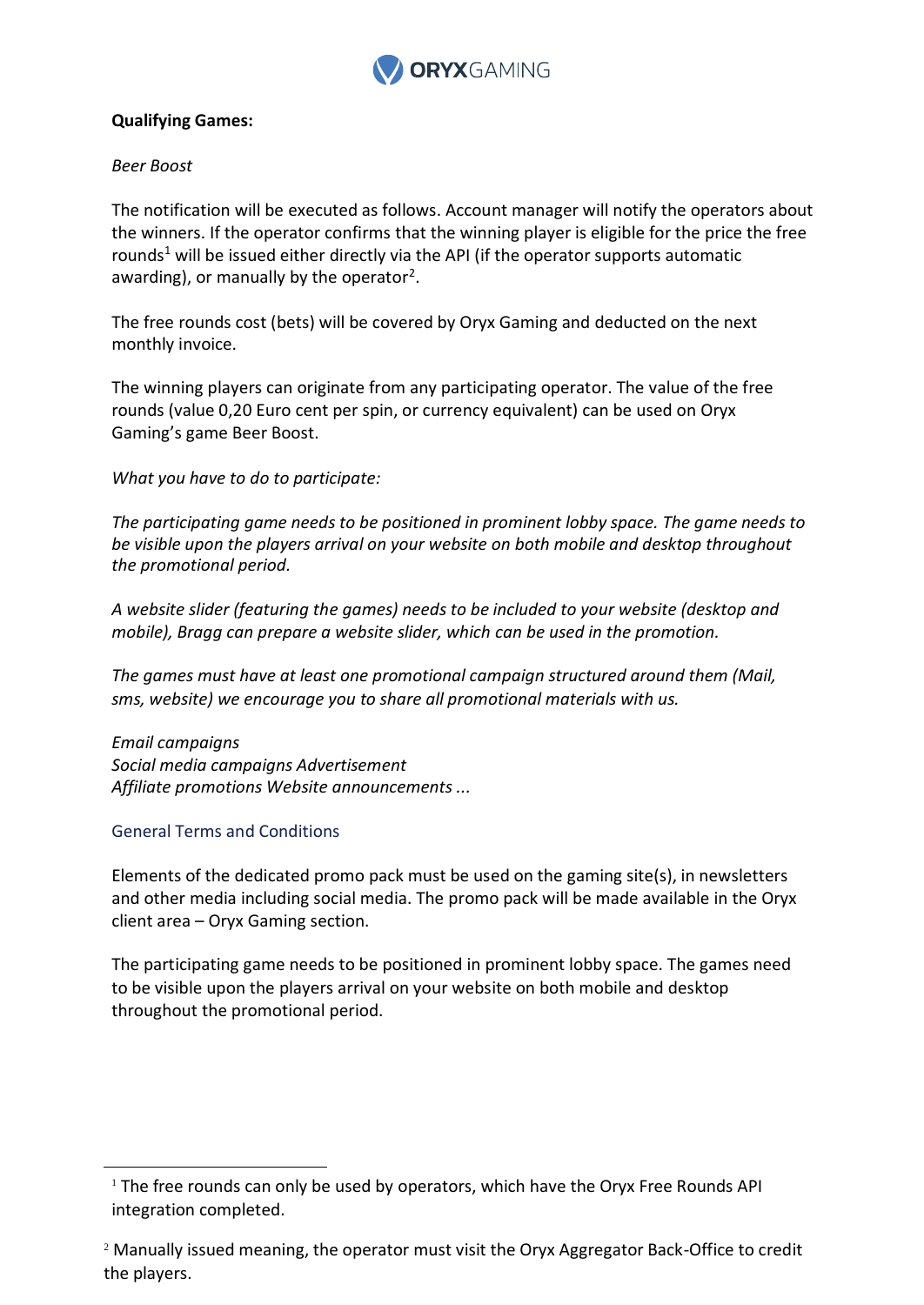**Qualifying Games:**

*Beer Boost*

The notification will be executed as follows. Account manager will notify the operators about the winners. If the operator confirms that the winning player is eligible for the price the free rounds[1] will be issued either directly via the API (if the operator supports automatic awarding), or manually by the operator[2].

The free rounds cost (bets) will be covered by Oryx Gaming and deducted on the next monthly invoice.

The winning players can originate from any participating operator. The value of the free rounds (value 0,20 Euro cent per spin, or currency equivalent) can be used on Oryx Gaming's game Beer Boost.

*What you have to do to participate:*

*The participating game needs to be positioned in prominent lobby space. The game needs to be visible upon the players arrival on your website on both mobile and desktop throughout the promotional period.*

*A website slider (featuring the games) needs to be included to your website (desktop and mobile), Bragg can prepare a website slider, which can be used in the promotion.*

*The games must have at least one promotional campaign structured around them (Mail, sms, website) we encourage you to share all promotional materials with us.*

*Email campaigns*
*Social media campaigns Advertisement*
*Affiliate promotions Website announcements ...*

## General Terms and Conditions

Elements of the dedicated promo pack must be used on the gaming site(s), in newsletters and other media including social media. The promo pack will be made available in the Oryx client area – Oryx Gaming section.

The participating game needs to be positioned in prominent lobby space. The games need to be visible upon the players arrival on your website on both mobile and desktop throughout the promotional period.

---

[1] The free rounds can only be used by operators, which have the Oryx Free Rounds API integration completed.

[2] Manually issued meaning, the operator must visit the Oryx Aggregator Back-Office to credit the players.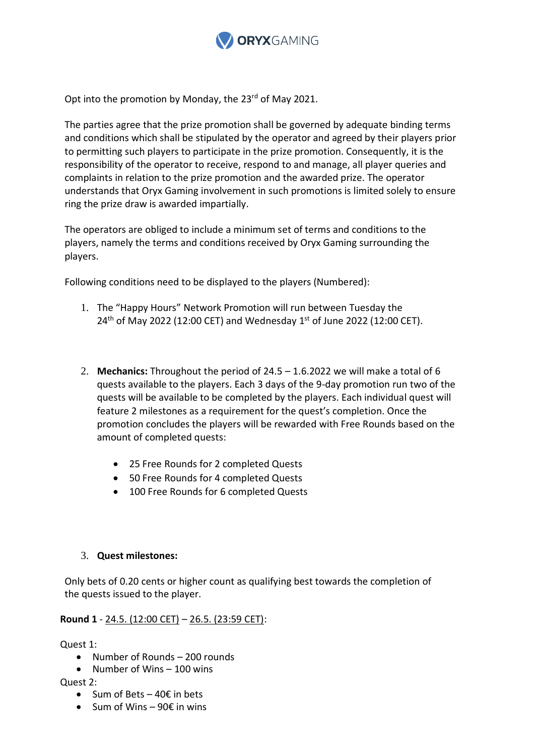Opt into the promotion by Monday, the 23rd of May 2021.

The parties agree that the prize promotion shall be governed by adequate binding terms and conditions which shall be stipulated by the operator and agreed by their players prior to permitting such players to participate in the prize promotion. Consequently, it is the responsibility of the operator to receive, respond to and manage, all player queries and complaints in relation to the prize promotion and the awarded prize. The operator understands that Oryx Gaming involvement in such promotions is limited solely to ensure ring the prize draw is awarded impartially.

The operators are obliged to include a minimum set of terms and conditions to the players, namely the terms and conditions received by Oryx Gaming surrounding the players.

Following conditions need to be displayed to the players (Numbered):

1. The "Happy Hours" Network Promotion will run between Tuesday the 24th of May 2022 (12:00 CET) and Wednesday 1st of June 2022 (12:00 CET).

2. **Mechanics:** Throughout the period of 24.5 – 1.6.2022 we will make a total of 6 quests available to the players. Each 3 days of the 9-day promotion run two of the quests will be available to be completed by the players. Each individual quest will feature 2 milestones as a requirement for the quest's completion. Once the promotion concludes the players will be rewarded with Free Rounds based on the amount of completed quests:

   - 25 Free Rounds for 2 completed Quests
   - 50 Free Rounds for 4 completed Quests
   - 100 Free Rounds for 6 completed Quests

3. **Quest milestones:**

Only bets of 0.20 cents or higher count as qualifying best towards the completion of the quests issued to the player.

**Round 1** - 24.5. (12:00 CET) – 26.5. (23:59 CET):

Quest 1:

- Number of Rounds – 200 rounds
- Number of Wins – 100 wins

Quest 2:

- Sum of Bets – 40€ in bets
- Sum of Wins – 90€ in wins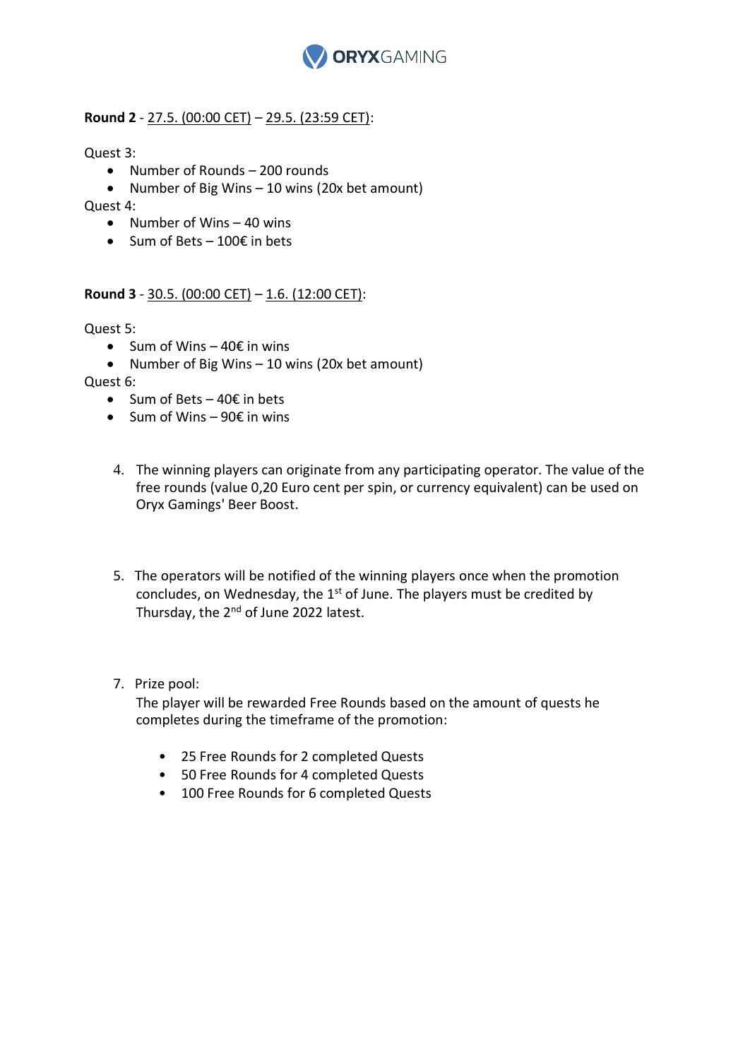**Round 2** - 27.5. (00:00 CET) – 29.5. (23:59 CET):

Quest 3:

- Number of Rounds – 200 rounds
- Number of Big Wins – 10 wins (20x bet amount)

Quest 4:

- Number of Wins – 40 wins
- Sum of Bets – 100€ in bets

**Round 3** - 30.5. (00:00 CET) – 1.6. (12:00 CET):

Quest 5:

- Sum of Wins – 40€ in wins
- Number of Big Wins – 10 wins (20x bet amount)

Quest 6:

- Sum of Bets – 40€ in bets
- Sum of Wins – 90€ in wins

4. The winning players can originate from any participating operator. The value of the free rounds (value 0,20 Euro cent per spin, or currency equivalent) can be used on Oryx Gamings' Beer Boost.

5. The operators will be notified of the winning players once when the promotion concludes, on Wednesday, the 1st of June. The players must be credited by Thursday, the 2nd of June 2022 latest.

7. Prize pool:
   The player will be rewarded Free Rounds based on the amount of quests he completes during the timeframe of the promotion:

   - 25 Free Rounds for 2 completed Quests
   - 50 Free Rounds for 4 completed Quests
   - 100 Free Rounds for 6 completed Quests